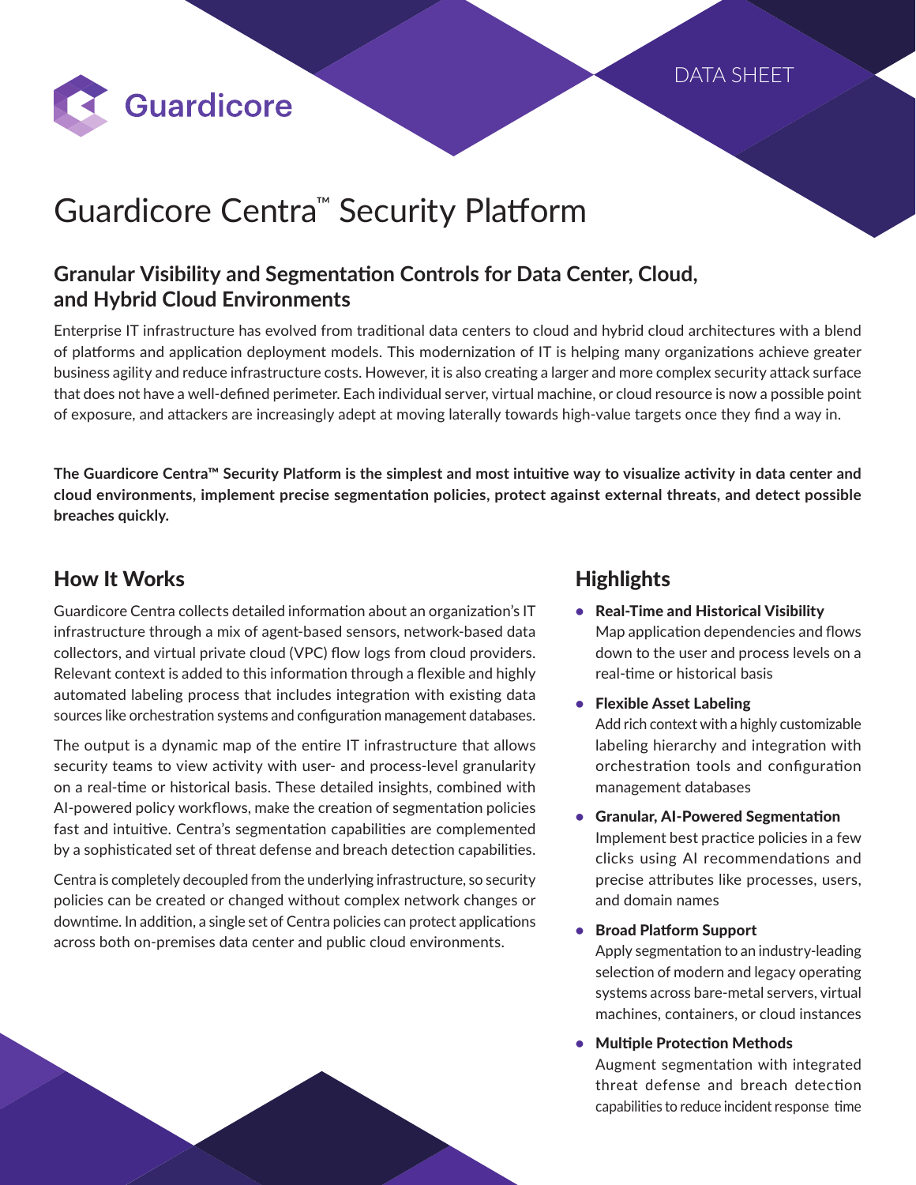Guardicore

DATA SHEET

# Guardicore Centra™ Security Platform

## Granular Visibility and Segmentation Controls for Data Center, Cloud, and Hybrid Cloud Environments

Enterprise IT infrastructure has evolved from traditional data centers to cloud and hybrid cloud architectures with a blend of platforms and application deployment models. This modernization of IT is helping many organizations achieve greater business agility and reduce infrastructure costs. However, it is also creating a larger and more complex security attack surface that does not have a well-defined perimeter. Each individual server, virtual machine, or cloud resource is now a possible point of exposure, and attackers are increasingly adept at moving laterally towards high-value targets once they find a way in.

**The Guardicore Centra™ Security Platform is the simplest and most intuitive way to visualize activity in data center and cloud environments, implement precise segmentation policies, protect against external threats, and detect possible breaches quickly.**

## How It Works

Guardicore Centra collects detailed information about an organization's IT infrastructure through a mix of agent-based sensors, network-based data collectors, and virtual private cloud (VPC) flow logs from cloud providers. Relevant context is added to this information through a flexible and highly automated labeling process that includes integration with existing data sources like orchestration systems and configuration management databases.

The output is a dynamic map of the entire IT infrastructure that allows security teams to view activity with user- and process-level granularity on a real-time or historical basis. These detailed insights, combined with AI-powered policy workflows, make the creation of segmentation policies fast and intuitive. Centra's segmentation capabilities are complemented by a sophisticated set of threat defense and breach detection capabilities.

Centra is completely decoupled from the underlying infrastructure, so security policies can be created or changed without complex network changes or downtime. In addition, a single set of Centra policies can protect applications across both on-premises data center and public cloud environments.

## Highlights

- **Real-Time and Historical Visibility**
  Map application dependencies and flows down to the user and process levels on a real-time or historical basis
- **Flexible Asset Labeling**
  Add rich context with a highly customizable labeling hierarchy and integration with orchestration tools and configuration management databases
- **Granular, AI-Powered Segmentation**
  Implement best practice policies in a few clicks using AI recommendations and precise attributes like processes, users, and domain names
- **Broad Platform Support**
  Apply segmentation to an industry-leading selection of modern and legacy operating systems across bare-metal servers, virtual machines, containers, or cloud instances
- **Multiple Protection Methods**
  Augment segmentation with integrated threat defense and breach detection capabilities to reduce incident response time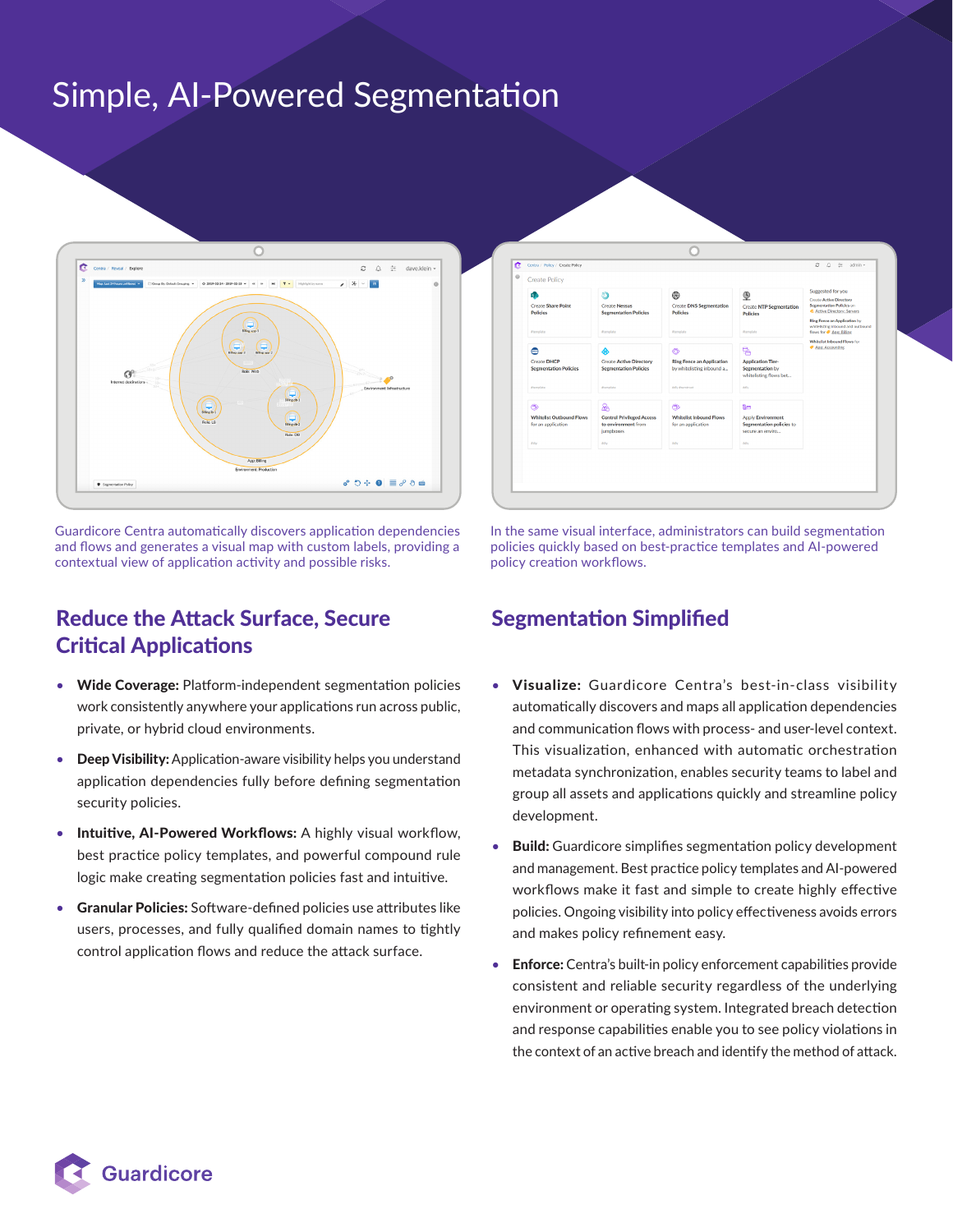# Simple, AI-Powered Segmentation

Guardicore Centra automatically discovers application dependencies and flows and generates a visual map with custom labels, providing a contextual view of application activity and possible risks.

In the same visual interface, administrators can build segmentation policies quickly based on best-practice templates and AI-powered policy creation workflows.

## Reduce the Attack Surface, Secure Critical Applications

- **Wide Coverage:** Platform-independent segmentation policies work consistently anywhere your applications run across public, private, or hybrid cloud environments.
- **Deep Visibility:** Application-aware visibility helps you understand application dependencies fully before defining segmentation security policies.
- **Intuitive, AI-Powered Workflows:** A highly visual workflow, best practice policy templates, and powerful compound rule logic make creating segmentation policies fast and intuitive.
- **Granular Policies:** Software-defined policies use attributes like users, processes, and fully qualified domain names to tightly control application flows and reduce the attack surface.

## Segmentation Simplified

- **Visualize:** Guardicore Centra's best-in-class visibility automatically discovers and maps all application dependencies and communication flows with process- and user-level context. This visualization, enhanced with automatic orchestration metadata synchronization, enables security teams to label and group all assets and applications quickly and streamline policy development.
- **Build:** Guardicore simplifies segmentation policy development and management. Best practice policy templates and AI-powered workflows make it fast and simple to create highly effective policies. Ongoing visibility into policy effectiveness avoids errors and makes policy refinement easy.
- **Enforce:** Centra's built-in policy enforcement capabilities provide consistent and reliable security regardless of the underlying environment or operating system. Integrated breach detection and response capabilities enable you to see policy violations in the context of an active breach and identify the method of attack.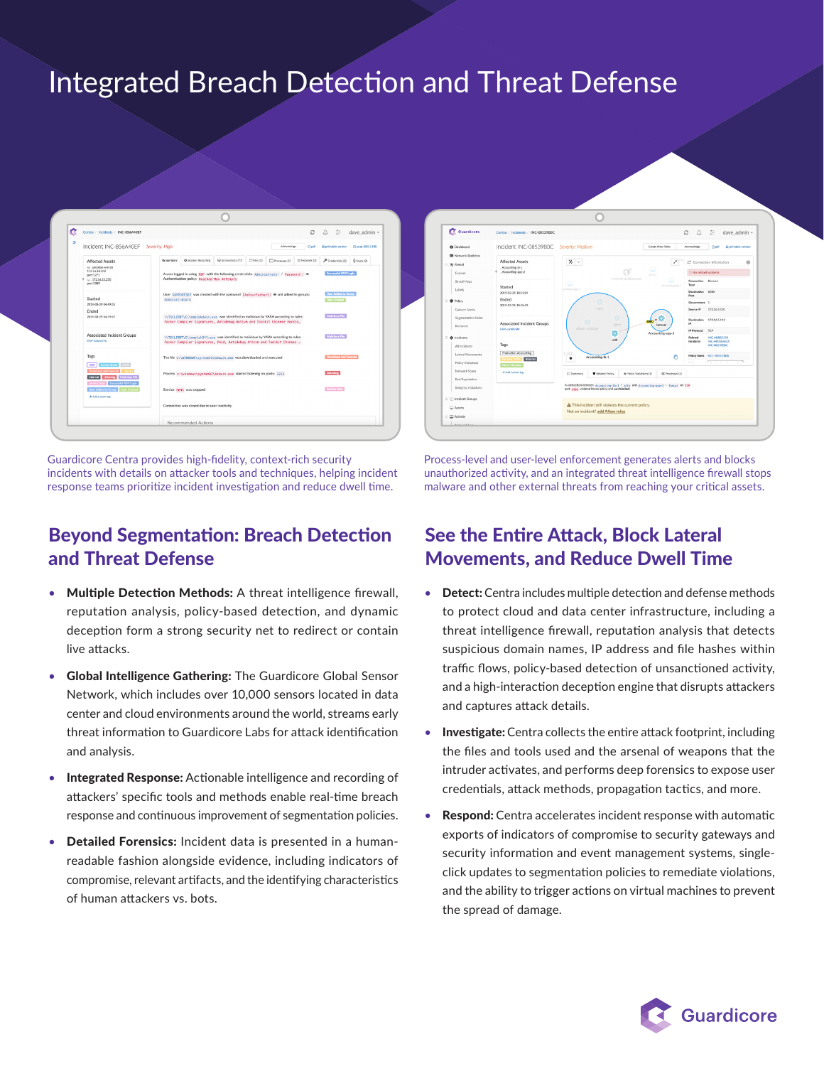# Integrated Breach Detection and Threat Defense

Guardicore Centra provides high-fidelity, context-rich security incidents with details on attacker tools and techniques, helping incident response teams prioritize incident investigation and reduce dwell time.

Process-level and user-level enforcement generates alerts and blocks unauthorized activity, and an integrated threat intelligence firewall stops malware and other external threats from reaching your critical assets.

## Beyond Segmentation: Breach Detection and Threat Defense

- **Multiple Detection Methods:** A threat intelligence firewall, reputation analysis, policy-based detection, and dynamic deception form a strong security net to redirect or contain live attacks.
- **Global Intelligence Gathering:** The Guardicore Global Sensor Network, which includes over 10,000 sensors located in data center and cloud environments around the world, streams early threat information to Guardicore Labs for attack identification and analysis.
- **Integrated Response:** Actionable intelligence and recording of attackers' specific tools and methods enable real-time breach response and continuous improvement of segmentation policies.
- **Detailed Forensics:** Incident data is presented in a human-readable fashion alongside evidence, including indicators of compromise, relevant artifacts, and the identifying characteristics of human attackers vs. bots.

## See the Entire Attack, Block Lateral Movements, and Reduce Dwell Time

- **Detect:** Centra includes multiple detection and defense methods to protect cloud and data center infrastructure, including a threat intelligence firewall, reputation analysis that detects suspicious domain names, IP address and file hashes within traffic flows, policy-based detection of unsanctioned activity, and a high-interaction deception engine that disrupts attackers and captures attack details.
- **Investigate:** Centra collects the entire attack footprint, including the files and tools used and the arsenal of weapons that the intruder activates, and performs deep forensics to expose user credentials, attack methods, propagation tactics, and more.
- **Respond:** Centra accelerates incident response with automatic exports of indicators of compromise to security gateways and security information and event management systems, single-click updates to segmentation policies to remediate violations, and the ability to trigger actions on virtual machines to prevent the spread of damage.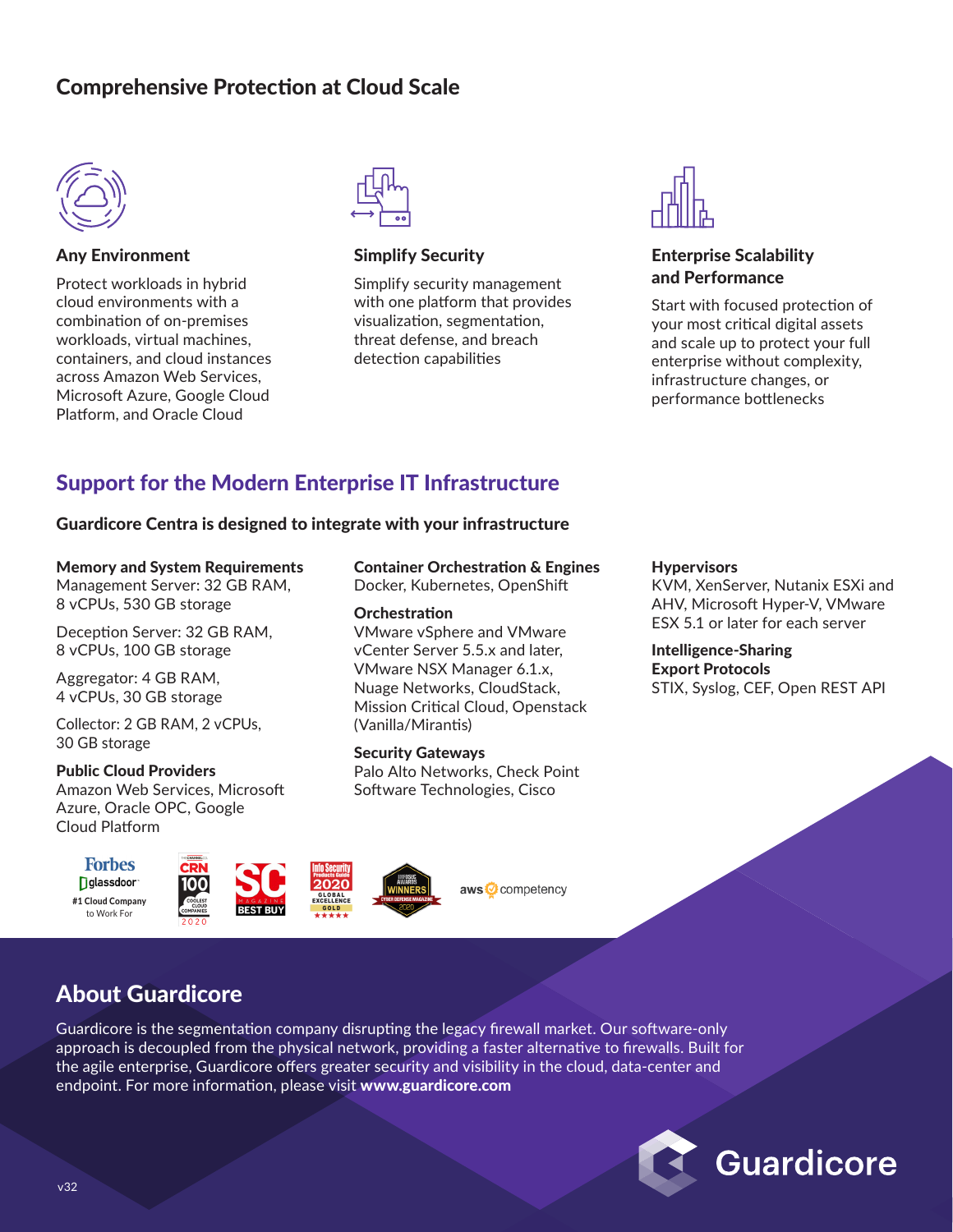## Comprehensive Protection at Cloud Scale

### Any Environment

Protect workloads in hybrid cloud environments with a combination of on-premises workloads, virtual machines, containers, and cloud instances across Amazon Web Services, Microsoft Azure, Google Cloud Platform, and Oracle Cloud

### Simplify Security

Simplify security management with one platform that provides visualization, segmentation, threat defense, and breach detection capabilities

### Enterprise Scalability and Performance

Start with focused protection of your most critical digital assets and scale up to protect your full enterprise without complexity, infrastructure changes, or performance bottlenecks

## Support for the Modern Enterprise IT Infrastructure

**Guardicore Centra is designed to integrate with your infrastructure**

**Memory and System Requirements**
Management Server: 32 GB RAM, 8 vCPUs, 530 GB storage

Deception Server: 32 GB RAM, 8 vCPUs, 100 GB storage

Aggregator: 4 GB RAM, 4 vCPUs, 30 GB storage

Collector: 2 GB RAM, 2 vCPUs, 30 GB storage

**Public Cloud Providers**
Amazon Web Services, Microsoft Azure, Oracle OPC, Google Cloud Platform

**Container Orchestration & Engines**
Docker, Kubernetes, OpenShift

**Orchestration**
VMware vSphere and VMware vCenter Server 5.5.x and later, VMware NSX Manager 6.1.x, Nuage Networks, CloudStack, Mission Critical Cloud, Openstack (Vanilla/Mirantis)

**Security Gateways**
Palo Alto Networks, Check Point Software Technologies, Cisco

**Hypervisors**
KVM, XenServer, Nutanix ESXi and AHV, Microsoft Hyper-V, VMware ESX 5.1 or later for each server

**Intelligence-Sharing Export Protocols**
STIX, Syslog, CEF, Open REST API

Forbes glassdoor #1 Cloud Company to Work For

CRN 100 Coolest Cloud Companies 2020

SC Magazine Best Buy

Info Security Products Guide 2020 Global Excellence Gold

Infosec Awards Winners Cyber Defense Magazine 2020

aws competency

## About Guardicore

Guardicore is the segmentation company disrupting the legacy firewall market. Our software-only approach is decoupled from the physical network, providing a faster alternative to firewalls. Built for the agile enterprise, Guardicore offers greater security and visibility in the cloud, data-center and endpoint. For more information, please visit **www.guardicore.com**

Guardicore

v32